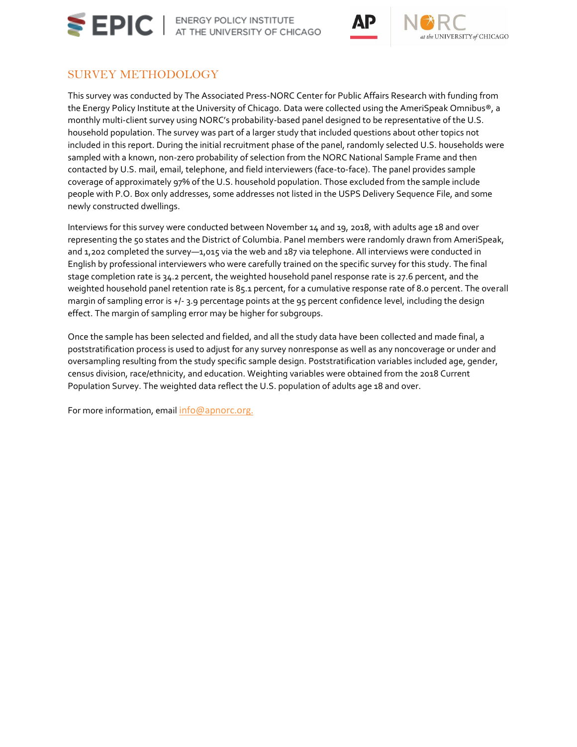## SURVEY METHODOLOGY

This survey was conducted by The Associated Press-NORC Center for Public Affairs Research with funding from the Energy Policy Institute at the University of Chicago. Data were collected using the AmeriSpeak Omnibus®, a monthly multi-client survey using NORC's probability-based panel designed to be representative of the U.S. household population. The survey was part of a larger study that included questions about other topics not included in this report. During the initial recruitment phase of the panel, randomly selected U.S. households were sampled with a known, non-zero probability of selection from the NORC National Sample Frame and then contacted by U.S. mail, email, telephone, and field interviewers (face-to-face). The panel provides sample coverage of approximately 97% of the U.S. household population. Those excluded from the sample include people with P.O. Box only addresses, some addresses not listed in the USPS Delivery Sequence File, and some newly constructed dwellings.

Interviews for this survey were conducted between November 14 and 19, 2018, with adults age 18 and over representing the 50 states and the District of Columbia. Panel members were randomly drawn from AmeriSpeak, and 1,202 completed the survey—1,015 via the web and 187 via telephone. All interviews were conducted in English by professional interviewers who were carefully trained on the specific survey for this study. The final stage completion rate is 34.2 percent, the weighted household panel response rate is 27.6 percent, and the weighted household panel retention rate is 85.1 percent, for a cumulative response rate of 8.0 percent. The overall margin of sampling error is +/- 3.9 percentage points at the 95 percent confidence level, including the design effect. The margin of sampling error may be higher for subgroups.

Once the sample has been selected and fielded, and all the study data have been collected and made final, a poststratification process is used to adjust for any survey nonresponse as well as any noncoverage or under and oversampling resulting from the study specific sample design. Poststratification variables included age, gender, census division, race/ethnicity, and education. Weighting variables were obtained from the 2018 Current Population Survey. The weighted data reflect the U.S. population of adults age 18 and over.

For more information, email info@apnorc.org.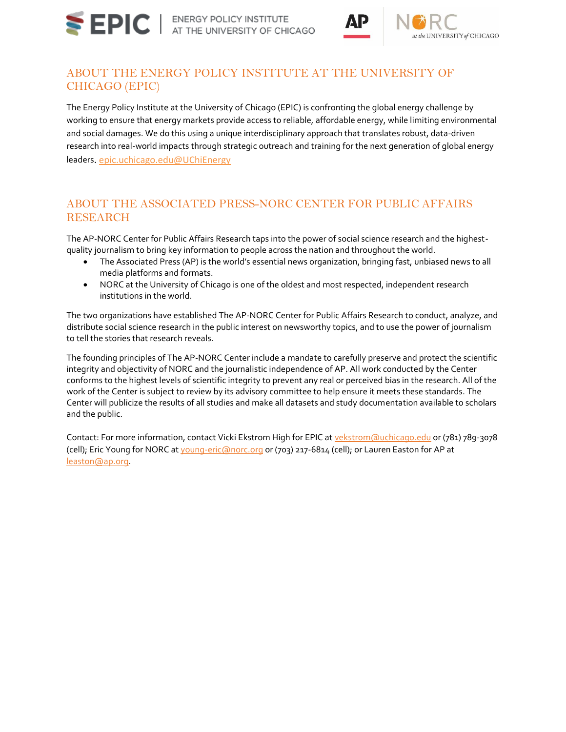## ABOUT THE ENERGY POLICY INSTITUTE AT THE UNIVERSITY OF CHICAGO (EPIC)

The Energy Policy Institute at the University of Chicago (EPIC) is confronting the global energy challenge by working to ensure that energy markets provide access to reliable, affordable energy, while limiting environmental and social damages. We do this using a unique interdisciplinary approach that translates robust, data-driven research into real-world impacts through strategic outreach and training for the next generation of global energy leaders. epic.uchicago.edu@UChiEnergy

## ABOUT THE ASSOCIATED PRESS-NORC CENTER FOR PUBLIC AFFAIRS RESEARCH

The AP-NORC Center for Public Affairs Research taps into the power of social science research and the highest-quality journalism to bring key information to people across the nation and throughout the world.

- The Associated Press (AP) is the world's essential news organization, bringing fast, unbiased news to all media platforms and formats.
- NORC at the University of Chicago is one of the oldest and most respected, independent research institutions in the world.

The two organizations have established The AP-NORC Center for Public Affairs Research to conduct, analyze, and distribute social science research in the public interest on newsworthy topics, and to use the power of journalism to tell the stories that research reveals.

The founding principles of The AP-NORC Center include a mandate to carefully preserve and protect the scientific integrity and objectivity of NORC and the journalistic independence of AP. All work conducted by the Center conforms to the highest levels of scientific integrity to prevent any real or perceived bias in the research. All of the work of the Center is subject to review by its advisory committee to help ensure it meets these standards. The Center will publicize the results of all studies and make all datasets and study documentation available to scholars and the public.

Contact: For more information, contact Vicki Ekstrom High for EPIC at vekstrom@uchicago.edu or (781) 789-3078 (cell); Eric Young for NORC at young-eric@norc.org or (703) 217-6814 (cell); or Lauren Easton for AP at leaston@ap.org.